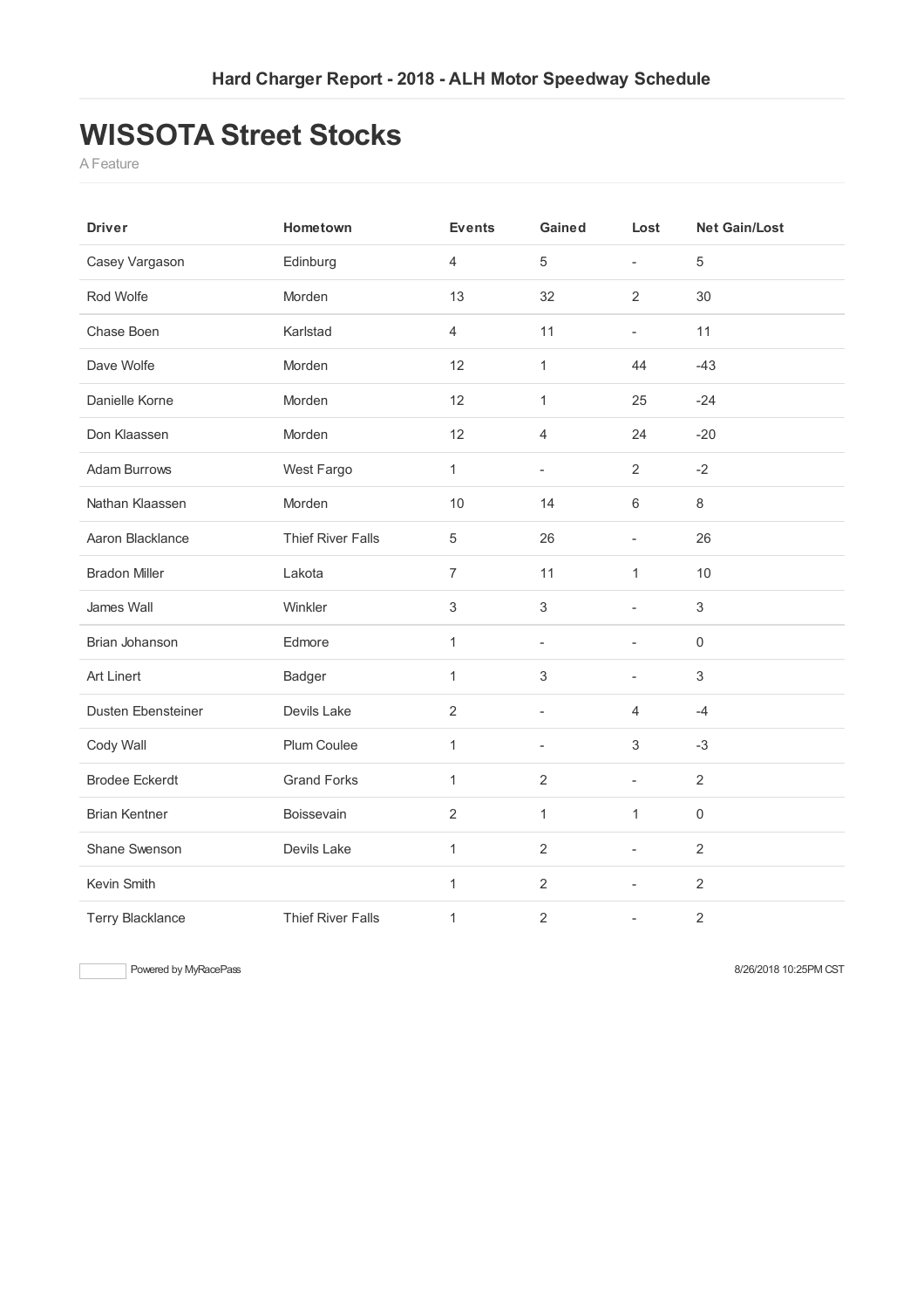## Hard Charger Report - 2018 - ALH Motor Speedway Schedule

# WISSOTA Street Stocks

A Feature

| Driver | Hometown | Events | Gained | Lost | Net Gain/Lost |
|---|---|---|---|---|---|
| Casey Vargason | Edinburg | 4 | 5 | - | 5 |
| Rod Wolfe | Morden | 13 | 32 | 2 | 30 |
| Chase Boen | Karlstad | 4 | 11 | - | 11 |
| Dave Wolfe | Morden | 12 | 1 | 44 | -43 |
| Danielle Korne | Morden | 12 | 1 | 25 | -24 |
| Don Klaassen | Morden | 12 | 4 | 24 | -20 |
| Adam Burrows | West Fargo | 1 | - | 2 | -2 |
| Nathan Klaassen | Morden | 10 | 14 | 6 | 8 |
| Aaron Blacklance | Thief River Falls | 5 | 26 | - | 26 |
| Bradon Miller | Lakota | 7 | 11 | 1 | 10 |
| James Wall | Winkler | 3 | 3 | - | 3 |
| Brian Johanson | Edmore | 1 | - | - | 0 |
| Art Linert | Badger | 1 | 3 | - | 3 |
| Dusten Ebensteiner | Devils Lake | 2 | - | 4 | -4 |
| Cody Wall | Plum Coulee | 1 | - | 3 | -3 |
| Brodee Eckerdt | Grand Forks | 1 | 2 | - | 2 |
| Brian Kentner | Boissevain | 2 | 1 | 1 | 0 |
| Shane Swenson | Devils Lake | 1 | 2 | - | 2 |
| Kevin Smith | | 1 | 2 | - | 2 |
| Terry Blacklance | Thief River Falls | 1 | 2 | - | 2 |

Powered by MyRacePass

8/26/2018 10:25PM CST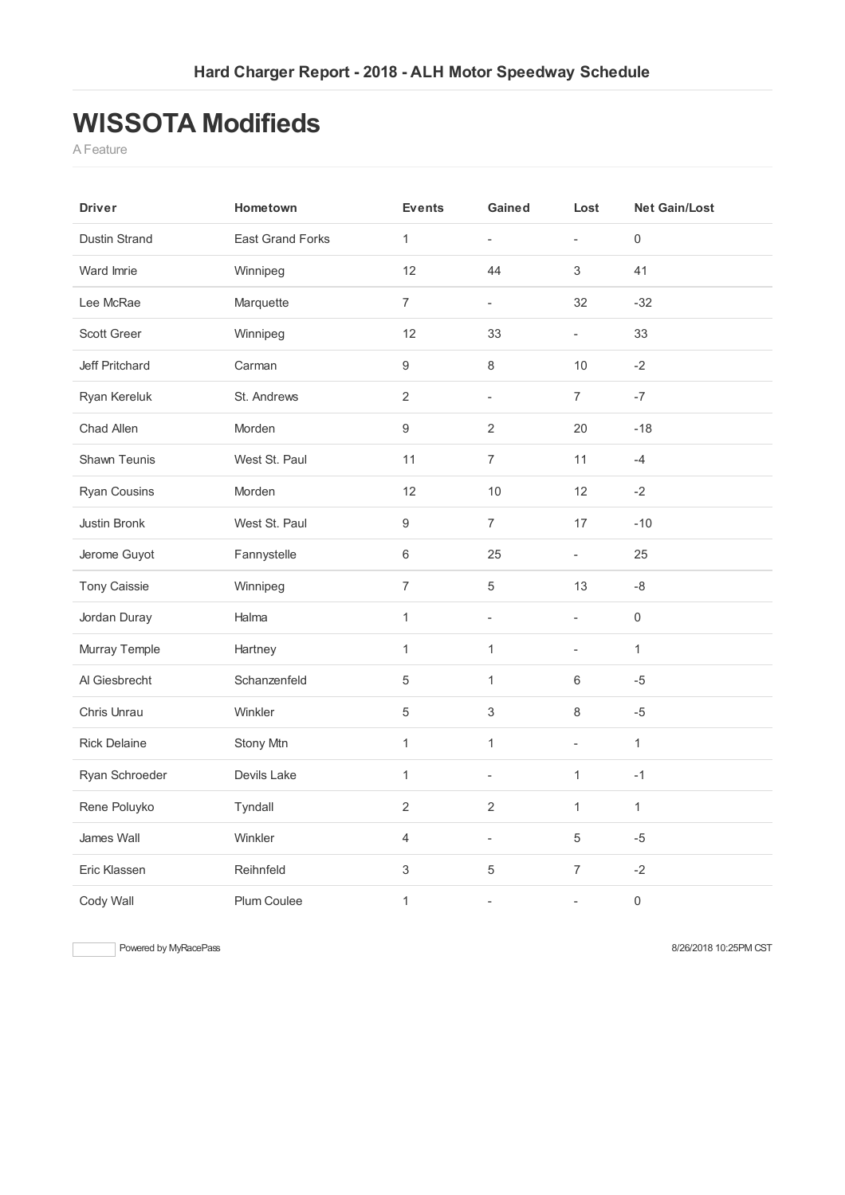# WISSOTA Modifieds

A Feature

| Driver | Hometown | Events | Gained | Lost | Net Gain/Lost |
|---|---|---|---|---|---|
| Dustin Strand | East Grand Forks | 1 | - | - | 0 |
| Ward Imrie | Winnipeg | 12 | 44 | 3 | 41 |
| Lee McRae | Marquette | 7 | - | 32 | -32 |
| Scott Greer | Winnipeg | 12 | 33 | - | 33 |
| Jeff Pritchard | Carman | 9 | 8 | 10 | -2 |
| Ryan Kereluk | St. Andrews | 2 | - | 7 | -7 |
| Chad Allen | Morden | 9 | 2 | 20 | -18 |
| Shawn Teunis | West St. Paul | 11 | 7 | 11 | -4 |
| Ryan Cousins | Morden | 12 | 10 | 12 | -2 |
| Justin Bronk | West St. Paul | 9 | 7 | 17 | -10 |
| Jerome Guyot | Fannystelle | 6 | 25 | - | 25 |
| Tony Caissie | Winnipeg | 7 | 5 | 13 | -8 |
| Jordan Duray | Halma | 1 | - | - | 0 |
| Murray Temple | Hartney | 1 | 1 | - | 1 |
| Al Giesbrecht | Schanzenfeld | 5 | 1 | 6 | -5 |
| Chris Unrau | Winkler | 5 | 3 | 8 | -5 |
| Rick Delaine | Stony Mtn | 1 | 1 | - | 1 |
| Ryan Schroeder | Devils Lake | 1 | - | 1 | -1 |
| Rene Poluyko | Tyndall | 2 | 2 | 1 | 1 |
| James Wall | Winkler | 4 | - | 5 | -5 |
| Eric Klassen | Reihnfeld | 3 | 5 | 7 | -2 |
| Cody Wall | Plum Coulee | 1 | - | - | 0 |

Powered by MyRacePass

8/26/2018 10:25PM CST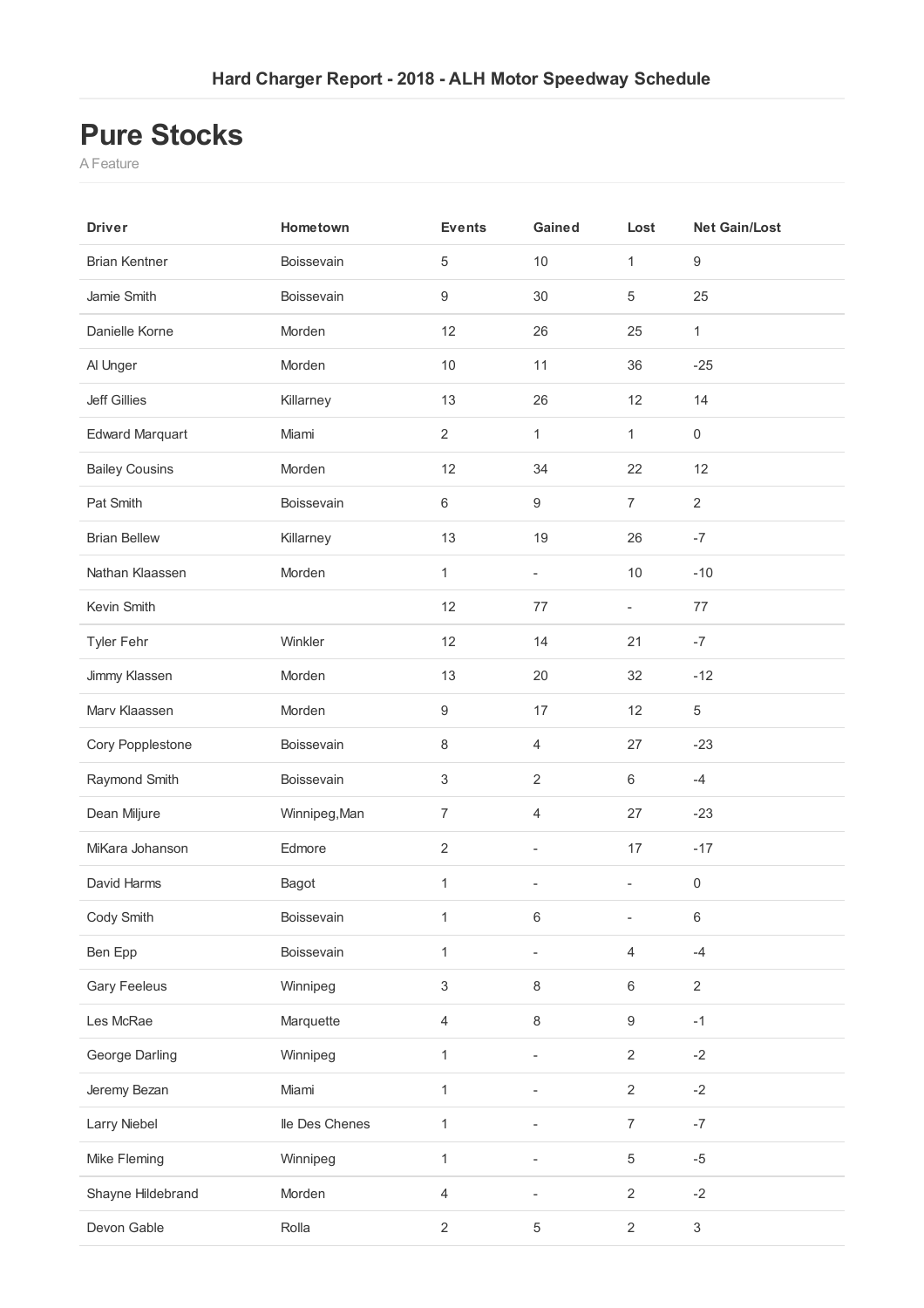# Pure Stocks

A Feature

| Driver | Hometown | Events | Gained | Lost | Net Gain/Lost |
|---|---|---|---|---|---|
| Brian Kentner | Boissevain | 5 | 10 | 1 | 9 |
| Jamie Smith | Boissevain | 9 | 30 | 5 | 25 |
| Danielle Korne | Morden | 12 | 26 | 25 | 1 |
| Al Unger | Morden | 10 | 11 | 36 | -25 |
| Jeff Gillies | Killarney | 13 | 26 | 12 | 14 |
| Edward Marquart | Miami | 2 | 1 | 1 | 0 |
| Bailey Cousins | Morden | 12 | 34 | 22 | 12 |
| Pat Smith | Boissevain | 6 | 9 | 7 | 2 |
| Brian Bellew | Killarney | 13 | 19 | 26 | -7 |
| Nathan Klaassen | Morden | 1 | - | 10 | -10 |
| Kevin Smith | | 12 | 77 | - | 77 |
| Tyler Fehr | Winkler | 12 | 14 | 21 | -7 |
| Jimmy Klassen | Morden | 13 | 20 | 32 | -12 |
| Marv Klaassen | Morden | 9 | 17 | 12 | 5 |
| Cory Popplestone | Boissevain | 8 | 4 | 27 | -23 |
| Raymond Smith | Boissevain | 3 | 2 | 6 | -4 |
| Dean Miljure | Winnipeg,Man | 7 | 4 | 27 | -23 |
| MiKara Johanson | Edmore | 2 | - | 17 | -17 |
| David Harms | Bagot | 1 | - | - | 0 |
| Cody Smith | Boissevain | 1 | 6 | - | 6 |
| Ben Epp | Boissevain | 1 | - | 4 | -4 |
| Gary Feeleus | Winnipeg | 3 | 8 | 6 | 2 |
| Les McRae | Marquette | 4 | 8 | 9 | -1 |
| George Darling | Winnipeg | 1 | - | 2 | -2 |
| Jeremy Bezan | Miami | 1 | - | 2 | -2 |
| Larry Niebel | Ile Des Chenes | 1 | - | 7 | -7 |
| Mike Fleming | Winnipeg | 1 | - | 5 | -5 |
| Shayne Hildebrand | Morden | 4 | - | 2 | -2 |
| Devon Gable | Rolla | 2 | 5 | 2 | 3 |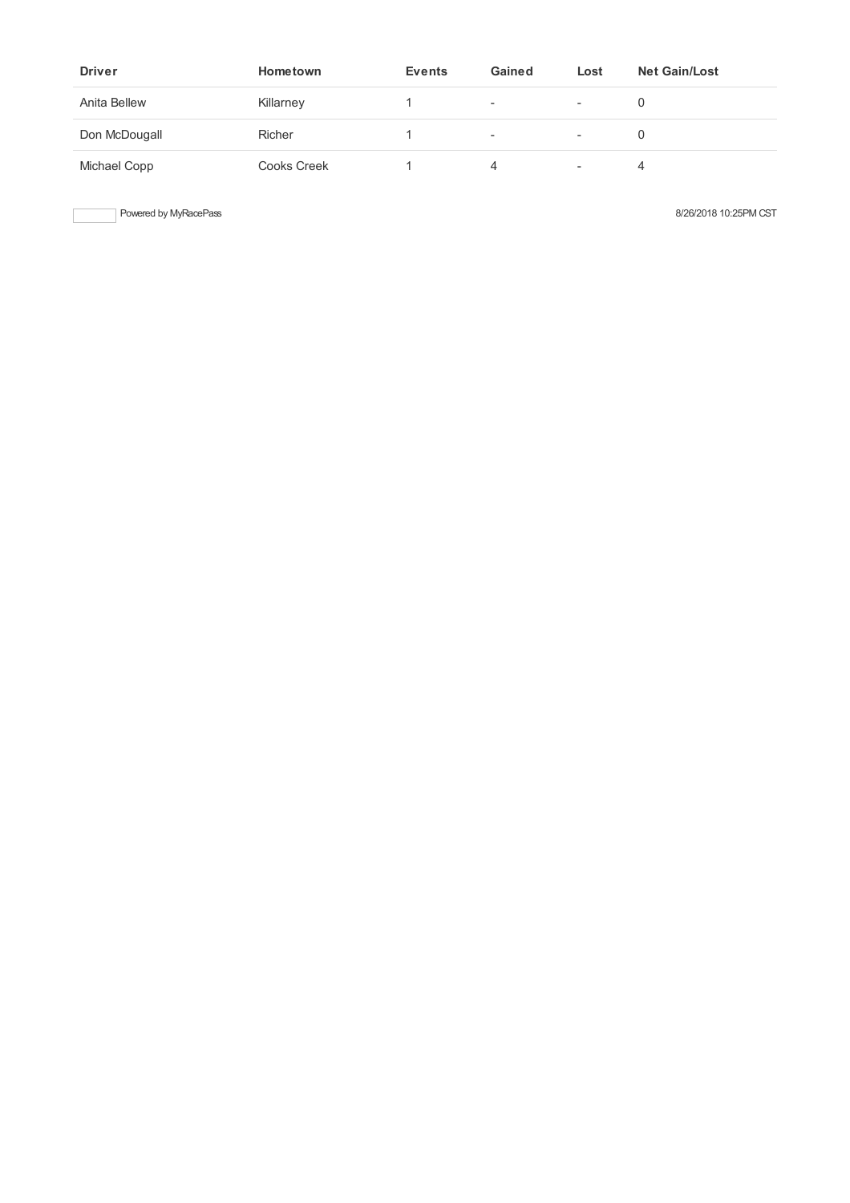| Driver | Hometown | Events | Gained | Lost | Net Gain/Lost |
|---|---|---|---|---|---|
| Anita Bellew | Killarney | 1 | - | - | 0 |
| Don McDougall | Richer | 1 | - | - | 0 |
| Michael Copp | Cooks Creek | 1 | 4 | - | 4 |

Powered by MyRacePass

8/26/2018 10:25PM CST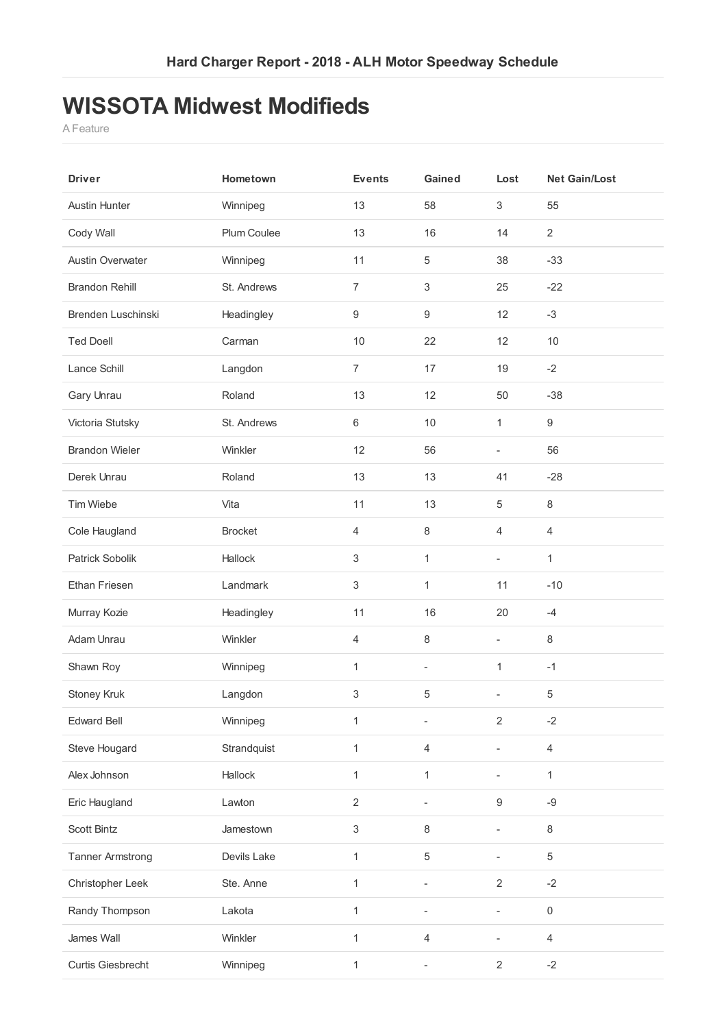# WISSOTA Midwest Modifieds

A Feature

| Driver | Hometown | Events | Gained | Lost | Net Gain/Lost |
|---|---|---|---|---|---|
| Austin Hunter | Winnipeg | 13 | 58 | 3 | 55 |
| Cody Wall | Plum Coulee | 13 | 16 | 14 | 2 |
| Austin Overwater | Winnipeg | 11 | 5 | 38 | -33 |
| Brandon Rehill | St. Andrews | 7 | 3 | 25 | -22 |
| Brenden Luschinski | Headingley | 9 | 9 | 12 | -3 |
| Ted Doell | Carman | 10 | 22 | 12 | 10 |
| Lance Schill | Langdon | 7 | 17 | 19 | -2 |
| Gary Unrau | Roland | 13 | 12 | 50 | -38 |
| Victoria Stutsky | St. Andrews | 6 | 10 | 1 | 9 |
| Brandon Wieler | Winkler | 12 | 56 | - | 56 |
| Derek Unrau | Roland | 13 | 13 | 41 | -28 |
| Tim Wiebe | Vita | 11 | 13 | 5 | 8 |
| Cole Haugland | Brocket | 4 | 8 | 4 | 4 |
| Patrick Sobolik | Hallock | 3 | 1 | - | 1 |
| Ethan Friesen | Landmark | 3 | 1 | 11 | -10 |
| Murray Kozie | Headingley | 11 | 16 | 20 | -4 |
| Adam Unrau | Winkler | 4 | 8 | - | 8 |
| Shawn Roy | Winnipeg | 1 | - | 1 | -1 |
| Stoney Kruk | Langdon | 3 | 5 | - | 5 |
| Edward Bell | Winnipeg | 1 | - | 2 | -2 |
| Steve Hougard | Strandquist | 1 | 4 | - | 4 |
| Alex Johnson | Hallock | 1 | 1 | - | 1 |
| Eric Haugland | Lawton | 2 | - | 9 | -9 |
| Scott Bintz | Jamestown | 3 | 8 | - | 8 |
| Tanner Armstrong | Devils Lake | 1 | 5 | - | 5 |
| Christopher Leek | Ste. Anne | 1 | - | 2 | -2 |
| Randy Thompson | Lakota | 1 | - | - | 0 |
| James Wall | Winkler | 1 | 4 | - | 4 |
| Curtis Giesbrecht | Winnipeg | 1 | - | 2 | -2 |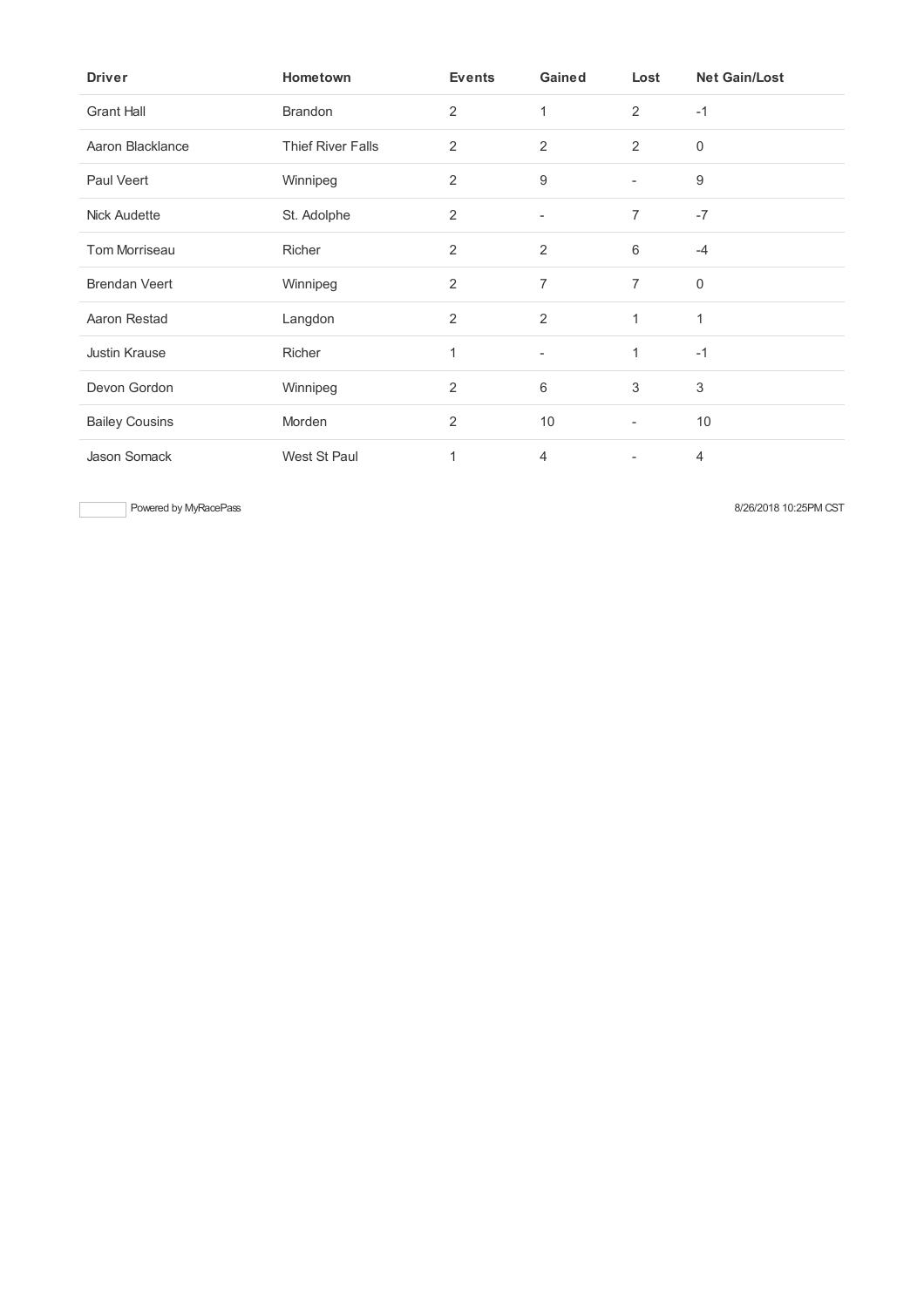| Driver | Hometown | Events | Gained | Lost | Net Gain/Lost |
|---|---|---|---|---|---|
| Grant Hall | Brandon | 2 | 1 | 2 | -1 |
| Aaron Blacklance | Thief River Falls | 2 | 2 | 2 | 0 |
| Paul Veert | Winnipeg | 2 | 9 | - | 9 |
| Nick Audette | St. Adolphe | 2 | - | 7 | -7 |
| Tom Morriseau | Richer | 2 | 2 | 6 | -4 |
| Brendan Veert | Winnipeg | 2 | 7 | 7 | 0 |
| Aaron Restad | Langdon | 2 | 2 | 1 | 1 |
| Justin Krause | Richer | 1 | - | 1 | -1 |
| Devon Gordon | Winnipeg | 2 | 6 | 3 | 3 |
| Bailey Cousins | Morden | 2 | 10 | - | 10 |
| Jason Somack | West St Paul | 1 | 4 | - | 4 |

Powered by MyRacePass

8/26/2018 10:25PM CST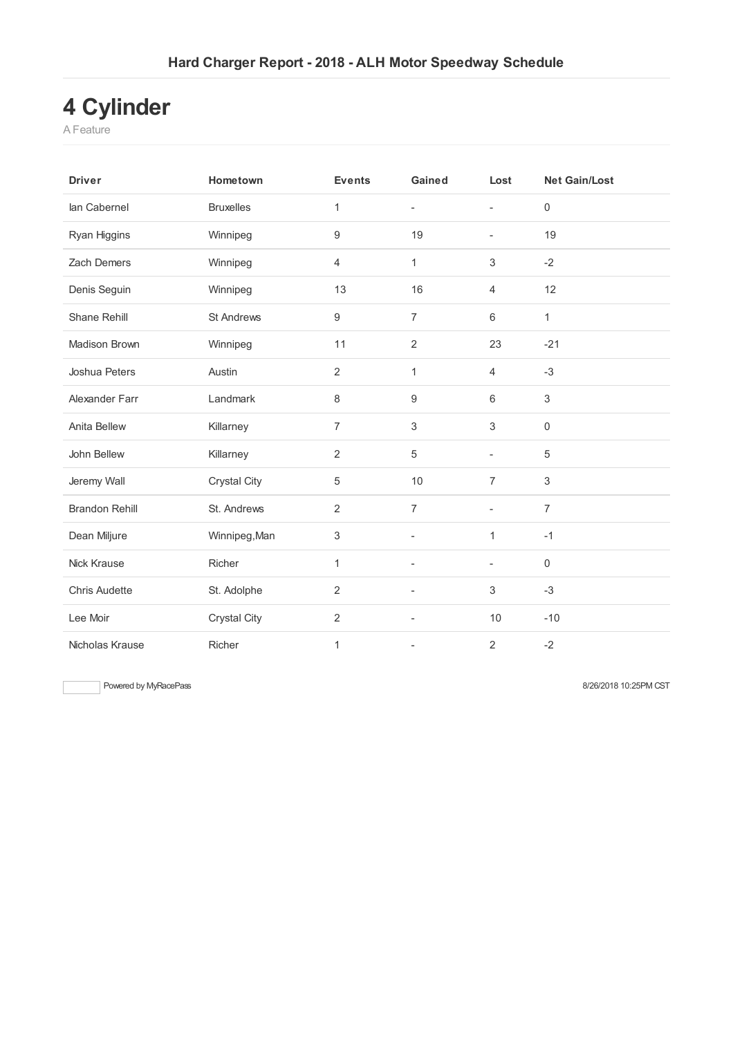## Hard Charger Report - 2018 - ALH Motor Speedway Schedule

# 4 Cylinder

A Feature

| Driver | Hometown | Events | Gained | Lost | Net Gain/Lost |
|---|---|---|---|---|---|
| Ian Cabernel | Bruxelles | 1 | - | - | 0 |
| Ryan Higgins | Winnipeg | 9 | 19 | - | 19 |
| Zach Demers | Winnipeg | 4 | 1 | 3 | -2 |
| Denis Seguin | Winnipeg | 13 | 16 | 4 | 12 |
| Shane Rehill | St Andrews | 9 | 7 | 6 | 1 |
| Madison Brown | Winnipeg | 11 | 2 | 23 | -21 |
| Joshua Peters | Austin | 2 | 1 | 4 | -3 |
| Alexander Farr | Landmark | 8 | 9 | 6 | 3 |
| Anita Bellew | Killarney | 7 | 3 | 3 | 0 |
| John Bellew | Killarney | 2 | 5 | - | 5 |
| Jeremy Wall | Crystal City | 5 | 10 | 7 | 3 |
| Brandon Rehill | St. Andrews | 2 | 7 | - | 7 |
| Dean Miljure | Winnipeg,Man | 3 | - | 1 | -1 |
| Nick Krause | Richer | 1 | - | - | 0 |
| Chris Audette | St. Adolphe | 2 | - | 3 | -3 |
| Lee Moir | Crystal City | 2 | - | 10 | -10 |
| Nicholas Krause | Richer | 1 | - | 2 | -2 |

Powered by MyRacePass

8/26/2018 10:25PM CST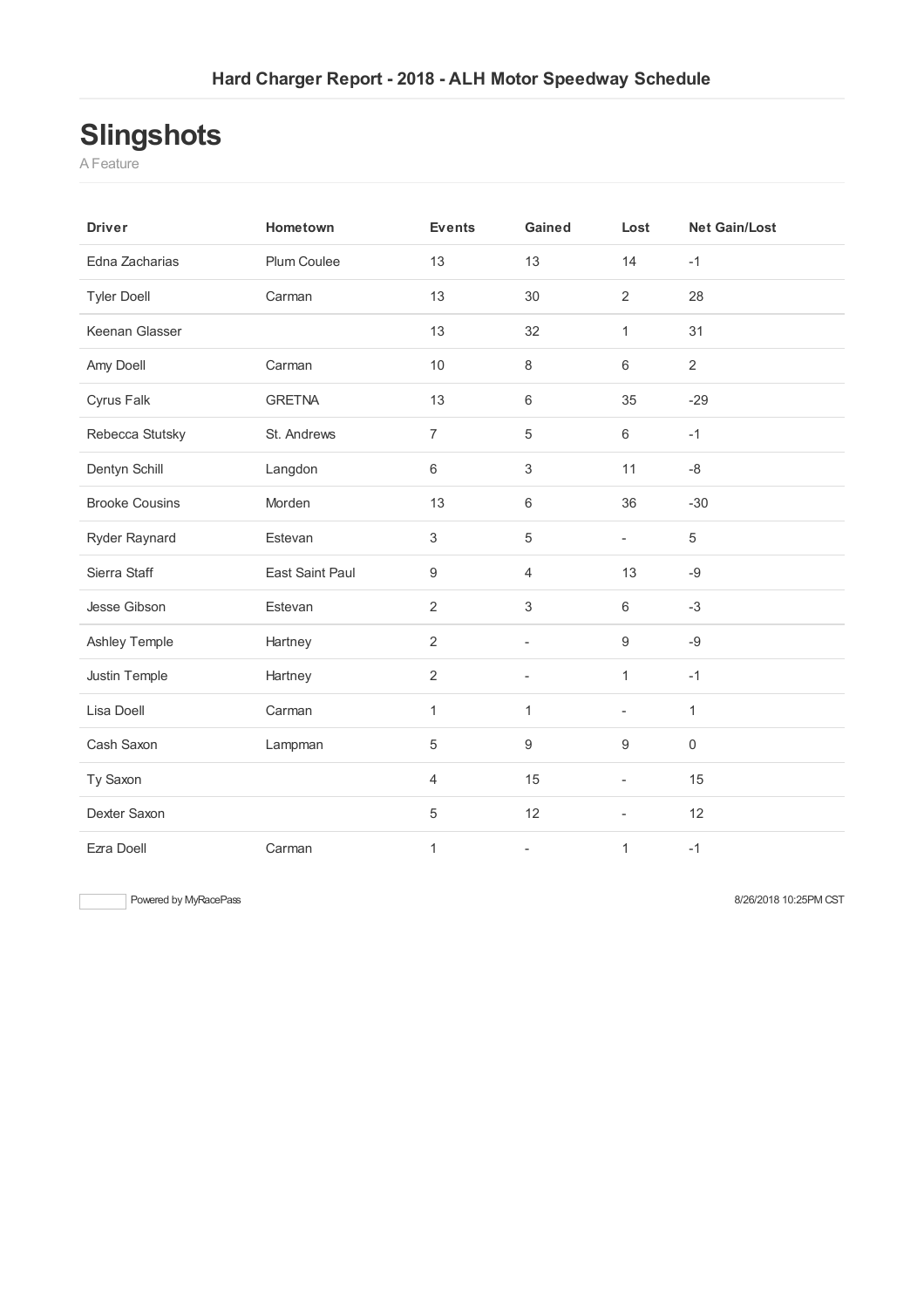## Slingshots

A Feature

| Driver | Hometown | Events | Gained | Lost | Net Gain/Lost |
|---|---|---|---|---|---|
| Edna Zacharias | Plum Coulee | 13 | 13 | 14 | -1 |
| Tyler Doell | Carman | 13 | 30 | 2 | 28 |
| Keenan Glasser | | 13 | 32 | 1 | 31 |
| Amy Doell | Carman | 10 | 8 | 6 | 2 |
| Cyrus Falk | GRETNA | 13 | 6 | 35 | -29 |
| Rebecca Stutsky | St. Andrews | 7 | 5 | 6 | -1 |
| Dentyn Schill | Langdon | 6 | 3 | 11 | -8 |
| Brooke Cousins | Morden | 13 | 6 | 36 | -30 |
| Ryder Raynard | Estevan | 3 | 5 | - | 5 |
| Sierra Staff | East Saint Paul | 9 | 4 | 13 | -9 |
| Jesse Gibson | Estevan | 2 | 3 | 6 | -3 |
| Ashley Temple | Hartney | 2 | - | 9 | -9 |
| Justin Temple | Hartney | 2 | - | 1 | -1 |
| Lisa Doell | Carman | 1 | 1 | - | 1 |
| Cash Saxon | Lampman | 5 | 9 | 9 | 0 |
| Ty Saxon | | 4 | 15 | - | 15 |
| Dexter Saxon | | 5 | 12 | - | 12 |
| Ezra Doell | Carman | 1 | - | 1 | -1 |